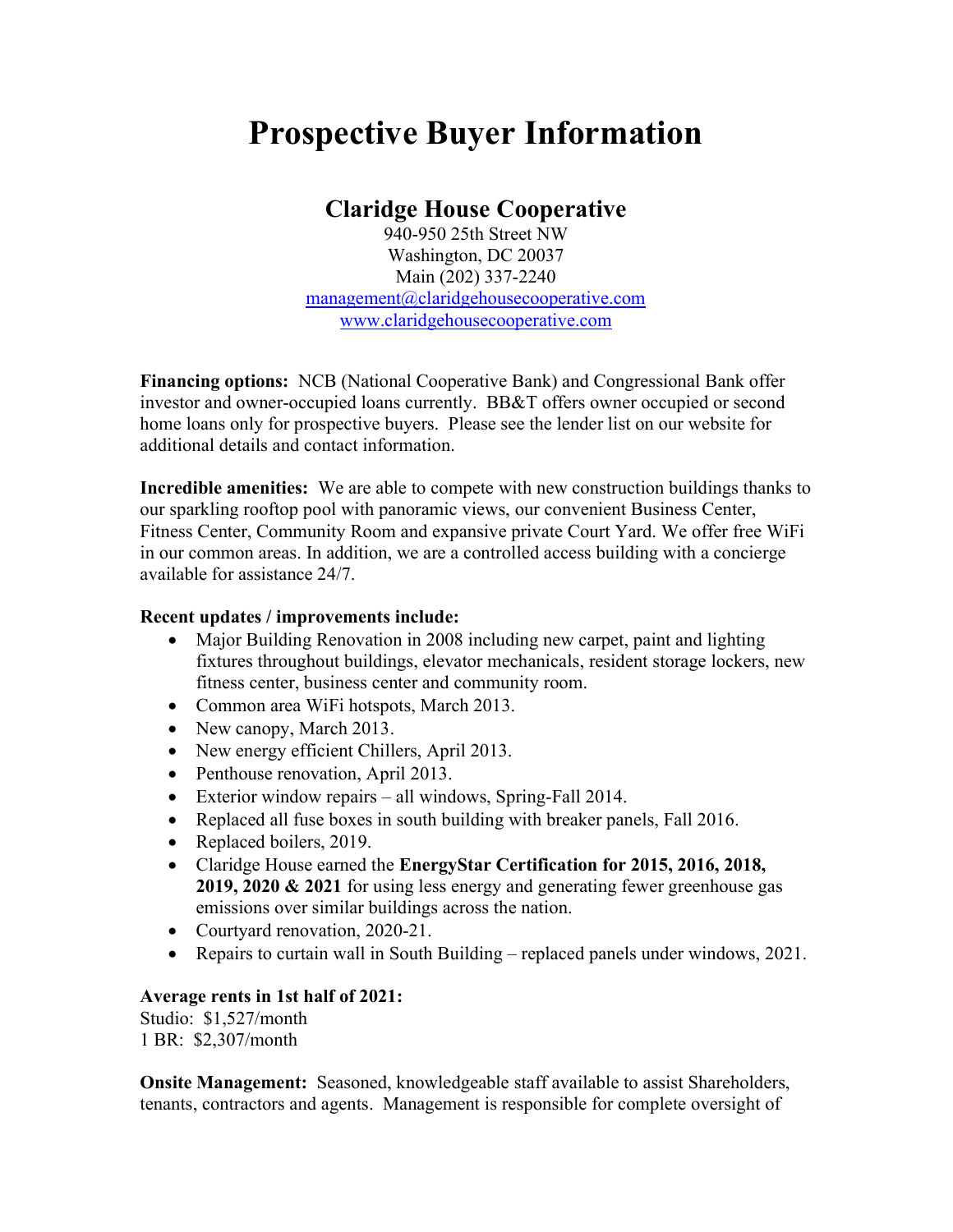# Prospective Buyer Information

## Claridge House Cooperative

940-950 25th Street NW
Washington, DC 20037
Main (202) 337-2240
management@claridgehousecooperative.com
www.claridgehousecooperative.com

**Financing options:** NCB (National Cooperative Bank) and Congressional Bank offer investor and owner-occupied loans currently. BB&T offers owner occupied or second home loans only for prospective buyers. Please see the lender list on our website for additional details and contact information.

**Incredible amenities:** We are able to compete with new construction buildings thanks to our sparkling rooftop pool with panoramic views, our convenient Business Center, Fitness Center, Community Room and expansive private Court Yard. We offer free WiFi in our common areas. In addition, we are a controlled access building with a concierge available for assistance 24/7.

**Recent updates / improvements include:**

- Major Building Renovation in 2008 including new carpet, paint and lighting fixtures throughout buildings, elevator mechanicals, resident storage lockers, new fitness center, business center and community room.
- Common area WiFi hotspots, March 2013.
- New canopy, March 2013.
- New energy efficient Chillers, April 2013.
- Penthouse renovation, April 2013.
- Exterior window repairs – all windows, Spring-Fall 2014.
- Replaced all fuse boxes in south building with breaker panels, Fall 2016.
- Replaced boilers, 2019.
- Claridge House earned the **EnergyStar Certification for 2015, 2016, 2018, 2019, 2020 & 2021** for using less energy and generating fewer greenhouse gas emissions over similar buildings across the nation.
- Courtyard renovation, 2020-21.
- Repairs to curtain wall in South Building – replaced panels under windows, 2021.

**Average rents in 1st half of 2021:**
Studio: $1,527/month
1 BR: $2,307/month

**Onsite Management:** Seasoned, knowledgeable staff available to assist Shareholders, tenants, contractors and agents. Management is responsible for complete oversight of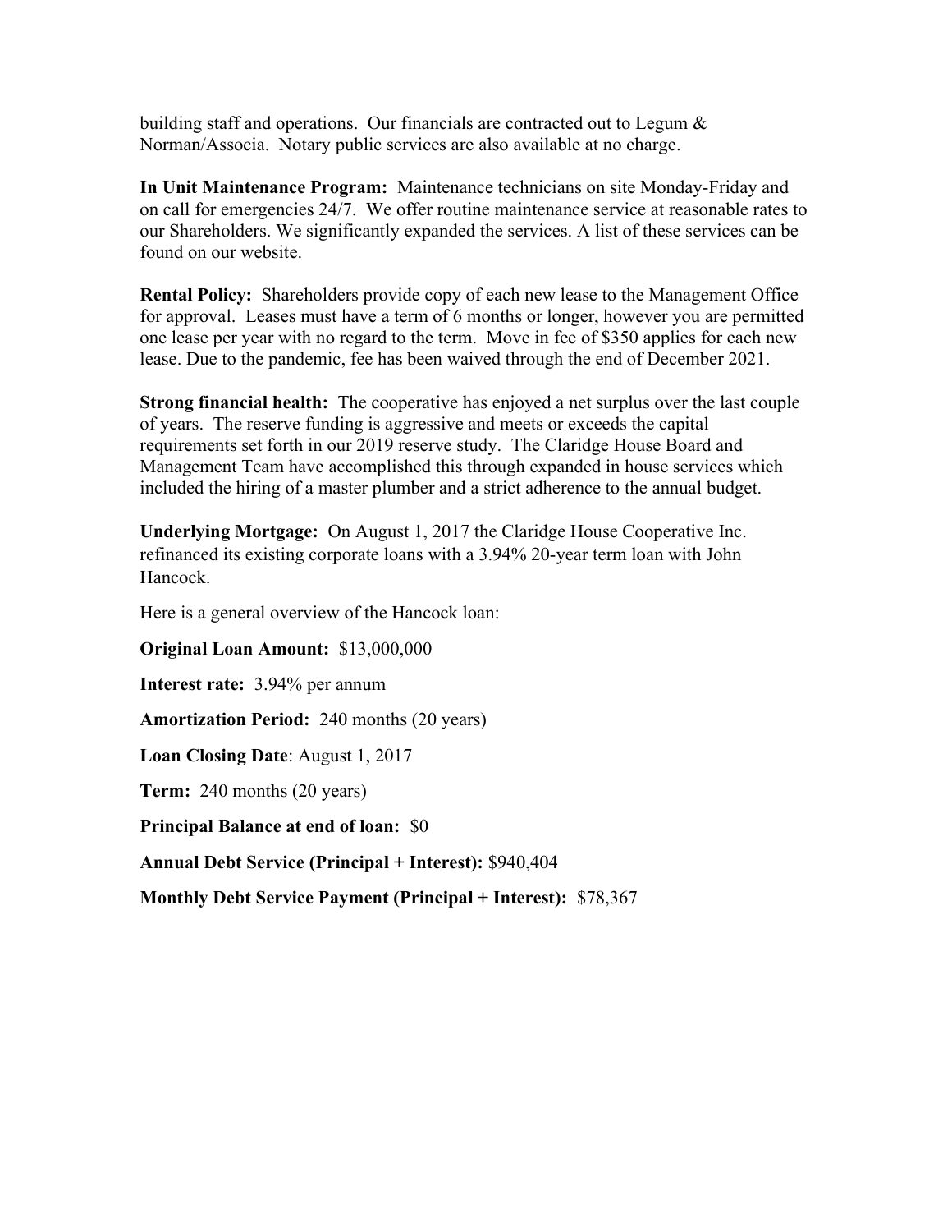building staff and operations. Our financials are contracted out to Legum & Norman/Associa. Notary public services are also available at no charge.

**In Unit Maintenance Program:** Maintenance technicians on site Monday-Friday and on call for emergencies 24/7. We offer routine maintenance service at reasonable rates to our Shareholders. We significantly expanded the services. A list of these services can be found on our website.

**Rental Policy:** Shareholders provide copy of each new lease to the Management Office for approval. Leases must have a term of 6 months or longer, however you are permitted one lease per year with no regard to the term. Move in fee of $350 applies for each new lease. Due to the pandemic, fee has been waived through the end of December 2021.

**Strong financial health:** The cooperative has enjoyed a net surplus over the last couple of years. The reserve funding is aggressive and meets or exceeds the capital requirements set forth in our 2019 reserve study. The Claridge House Board and Management Team have accomplished this through expanded in house services which included the hiring of a master plumber and a strict adherence to the annual budget.

**Underlying Mortgage:** On August 1, 2017 the Claridge House Cooperative Inc. refinanced its existing corporate loans with a 3.94% 20-year term loan with John Hancock.

Here is a general overview of the Hancock loan:

**Original Loan Amount:** $13,000,000

**Interest rate:** 3.94% per annum

**Amortization Period:** 240 months (20 years)

**Loan Closing Date**: August 1, 2017

**Term:** 240 months (20 years)

**Principal Balance at end of loan:** $0

**Annual Debt Service (Principal + Interest):** $940,404

**Monthly Debt Service Payment (Principal + Interest):** $78,367